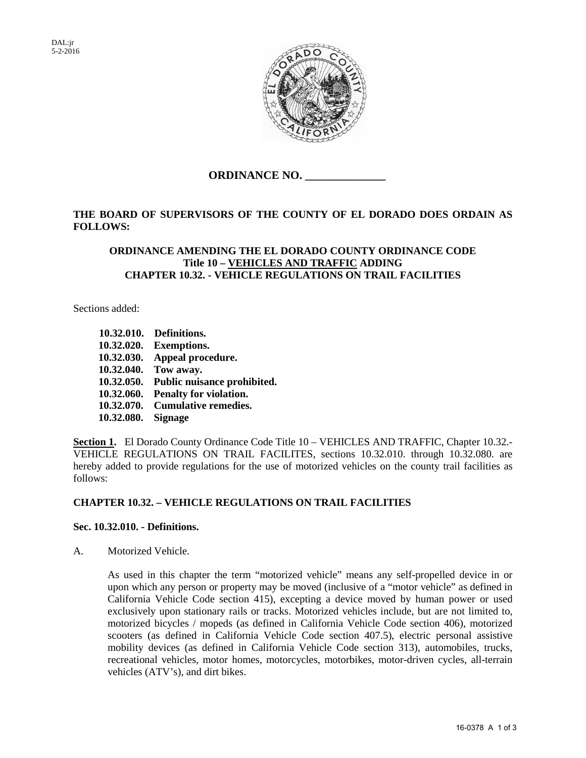DAL:jr
5-2-2016

# ORDINANCE NO. ______________

**THE BOARD OF SUPERVISORS OF THE COUNTY OF EL DORADO DOES ORDAIN AS FOLLOWS:**

**ORDINANCE AMENDING THE EL DORADO COUNTY ORDINANCE CODE**
**Title 10 – VEHICLES AND TRAFFIC ADDING**
**CHAPTER 10.32. - VEHICLE REGULATIONS ON TRAIL FACILITIES**

Sections added:

- **10.32.010. Definitions.**
- **10.32.020. Exemptions.**
- **10.32.030. Appeal procedure.**
- **10.32.040. Tow away.**
- **10.32.050. Public nuisance prohibited.**
- **10.32.060. Penalty for violation.**
- **10.32.070. Cumulative remedies.**
- **10.32.080. Signage**

**Section 1.** El Dorado County Ordinance Code Title 10 – VEHICLES AND TRAFFIC, Chapter 10.32.-VEHICLE REGULATIONS ON TRAIL FACILITES, sections 10.32.010. through 10.32.080. are hereby added to provide regulations for the use of motorized vehicles on the county trail facilities as follows:

## CHAPTER 10.32. – VEHICLE REGULATIONS ON TRAIL FACILITIES

### Sec. 10.32.010. - Definitions.

A. Motorized Vehicle.

As used in this chapter the term "motorized vehicle" means any self-propelled device in or upon which any person or property may be moved (inclusive of a "motor vehicle" as defined in California Vehicle Code section 415), excepting a device moved by human power or used exclusively upon stationary rails or tracks. Motorized vehicles include, but are not limited to, motorized bicycles / mopeds (as defined in California Vehicle Code section 406), motorized scooters (as defined in California Vehicle Code section 407.5), electric personal assistive mobility devices (as defined in California Vehicle Code section 313), automobiles, trucks, recreational vehicles, motor homes, motorcycles, motorbikes, motor-driven cycles, all-terrain vehicles (ATV's), and dirt bikes.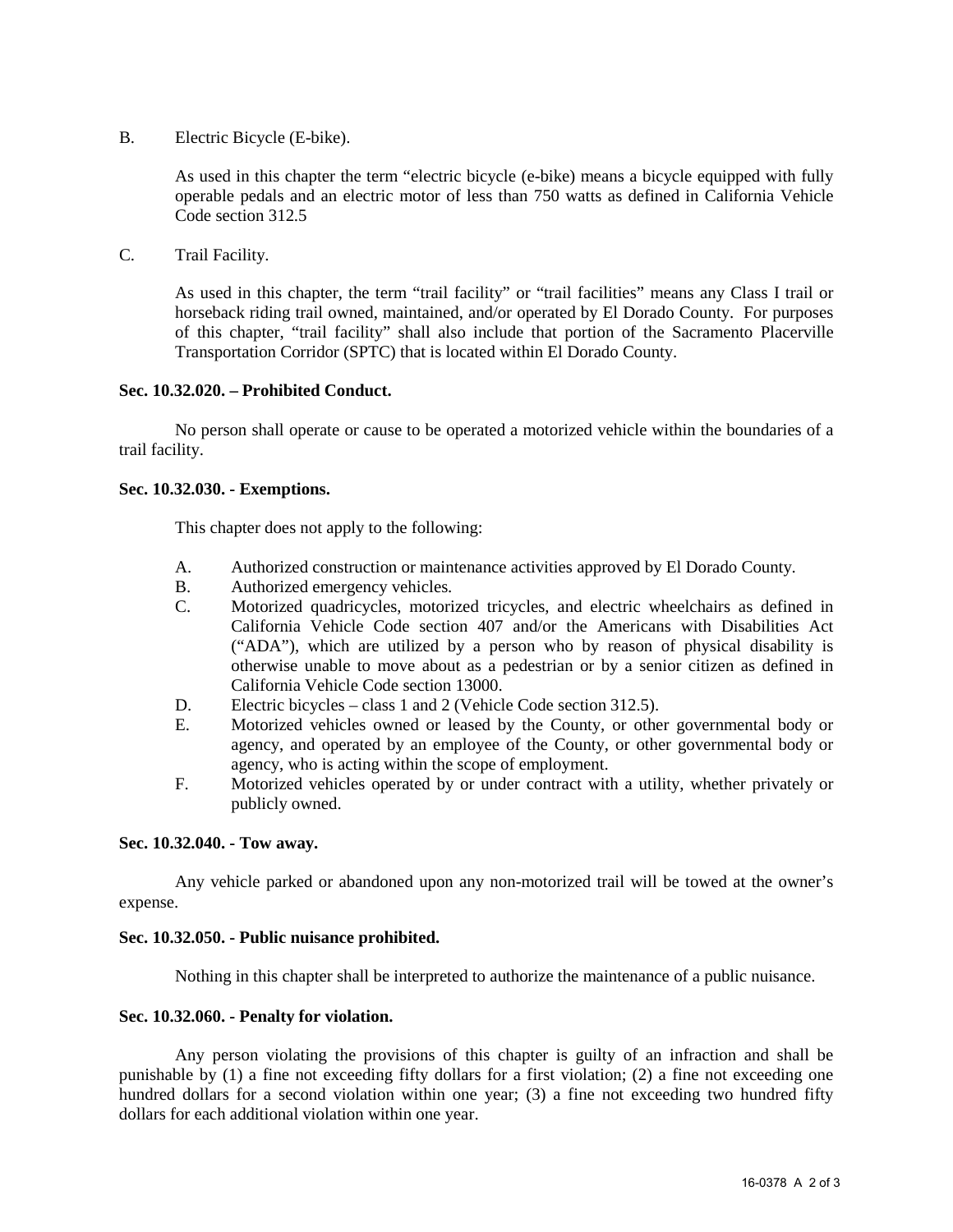B. Electric Bicycle (E-bike).

As used in this chapter the term "electric bicycle (e-bike) means a bicycle equipped with fully operable pedals and an electric motor of less than 750 watts as defined in California Vehicle Code section 312.5

C. Trail Facility.

As used in this chapter, the term "trail facility" or "trail facilities" means any Class I trail or horseback riding trail owned, maintained, and/or operated by El Dorado County. For purposes of this chapter, "trail facility" shall also include that portion of the Sacramento Placerville Transportation Corridor (SPTC) that is located within El Dorado County.

**Sec. 10.32.020. – Prohibited Conduct.**

No person shall operate or cause to be operated a motorized vehicle within the boundaries of a trail facility.

**Sec. 10.32.030. - Exemptions.**

This chapter does not apply to the following:

A. Authorized construction or maintenance activities approved by El Dorado County.
B. Authorized emergency vehicles.
C. Motorized quadricycles, motorized tricycles, and electric wheelchairs as defined in California Vehicle Code section 407 and/or the Americans with Disabilities Act ("ADA"), which are utilized by a person who by reason of physical disability is otherwise unable to move about as a pedestrian or by a senior citizen as defined in California Vehicle Code section 13000.
D. Electric bicycles – class 1 and 2 (Vehicle Code section 312.5).
E. Motorized vehicles owned or leased by the County, or other governmental body or agency, and operated by an employee of the County, or other governmental body or agency, who is acting within the scope of employment.
F. Motorized vehicles operated by or under contract with a utility, whether privately or publicly owned.

**Sec. 10.32.040. - Tow away.**

Any vehicle parked or abandoned upon any non-motorized trail will be towed at the owner's expense.

**Sec. 10.32.050. - Public nuisance prohibited.**

Nothing in this chapter shall be interpreted to authorize the maintenance of a public nuisance.

**Sec. 10.32.060. - Penalty for violation.**

Any person violating the provisions of this chapter is guilty of an infraction and shall be punishable by (1) a fine not exceeding fifty dollars for a first violation; (2) a fine not exceeding one hundred dollars for a second violation within one year; (3) a fine not exceeding two hundred fifty dollars for each additional violation within one year.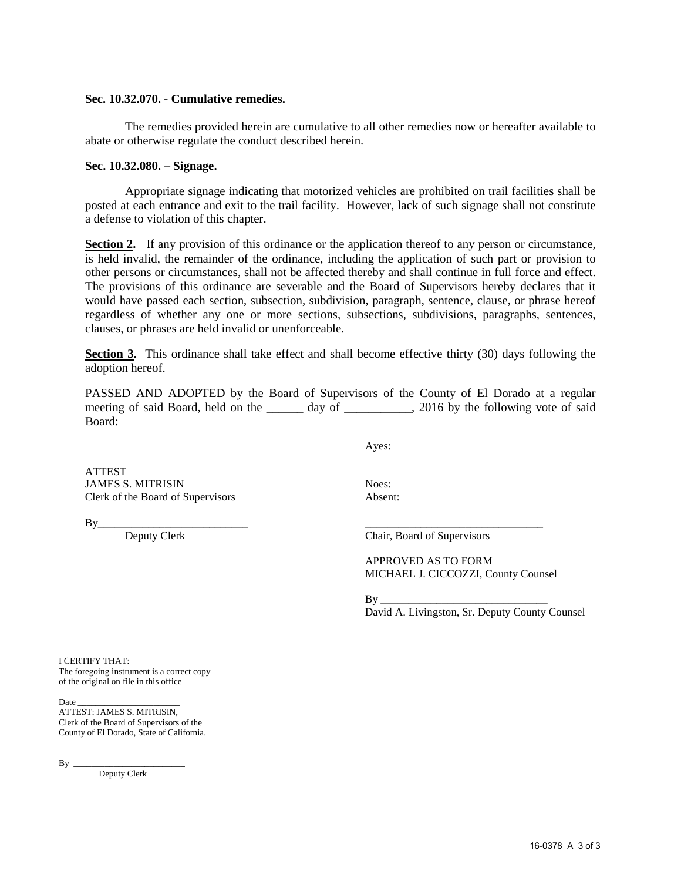**Sec. 10.32.070. - Cumulative remedies.**

The remedies provided herein are cumulative to all other remedies now or hereafter available to abate or otherwise regulate the conduct described herein.

**Sec. 10.32.080. – Signage.**

Appropriate signage indicating that motorized vehicles are prohibited on trail facilities shall be posted at each entrance and exit to the trail facility. However, lack of such signage shall not constitute a defense to violation of this chapter.

**Section 2.** If any provision of this ordinance or the application thereof to any person or circumstance, is held invalid, the remainder of the ordinance, including the application of such part or provision to other persons or circumstances, shall not be affected thereby and shall continue in full force and effect. The provisions of this ordinance are severable and the Board of Supervisors hereby declares that it would have passed each section, subsection, subdivision, paragraph, sentence, clause, or phrase hereof regardless of whether any one or more sections, subsections, subdivisions, paragraphs, sentences, clauses, or phrases are held invalid or unenforceable.

**Section 3.** This ordinance shall take effect and shall become effective thirty (30) days following the adoption hereof.

PASSED AND ADOPTED by the Board of Supervisors of the County of El Dorado at a regular meeting of said Board, held on the ______ day of ___________, 2016 by the following vote of said Board:

Ayes:

ATTEST
JAMES S. MITRISIN
Clerk of the Board of Supervisors

Noes:
Absent:

By___________________________
Deputy Clerk

_______________________________
Chair, Board of Supervisors

APPROVED AS TO FORM
MICHAEL J. CICCOZZI, County Counsel

By ______________________________
David A. Livingston, Sr. Deputy County Counsel

I CERTIFY THAT:
The foregoing instrument is a correct copy of the original on file in this office

Date ______________________
ATTEST: JAMES S. MITRISIN,
Clerk of the Board of Supervisors of the County of El Dorado, State of California.

By ________________________
Deputy Clerk

16-0378 A